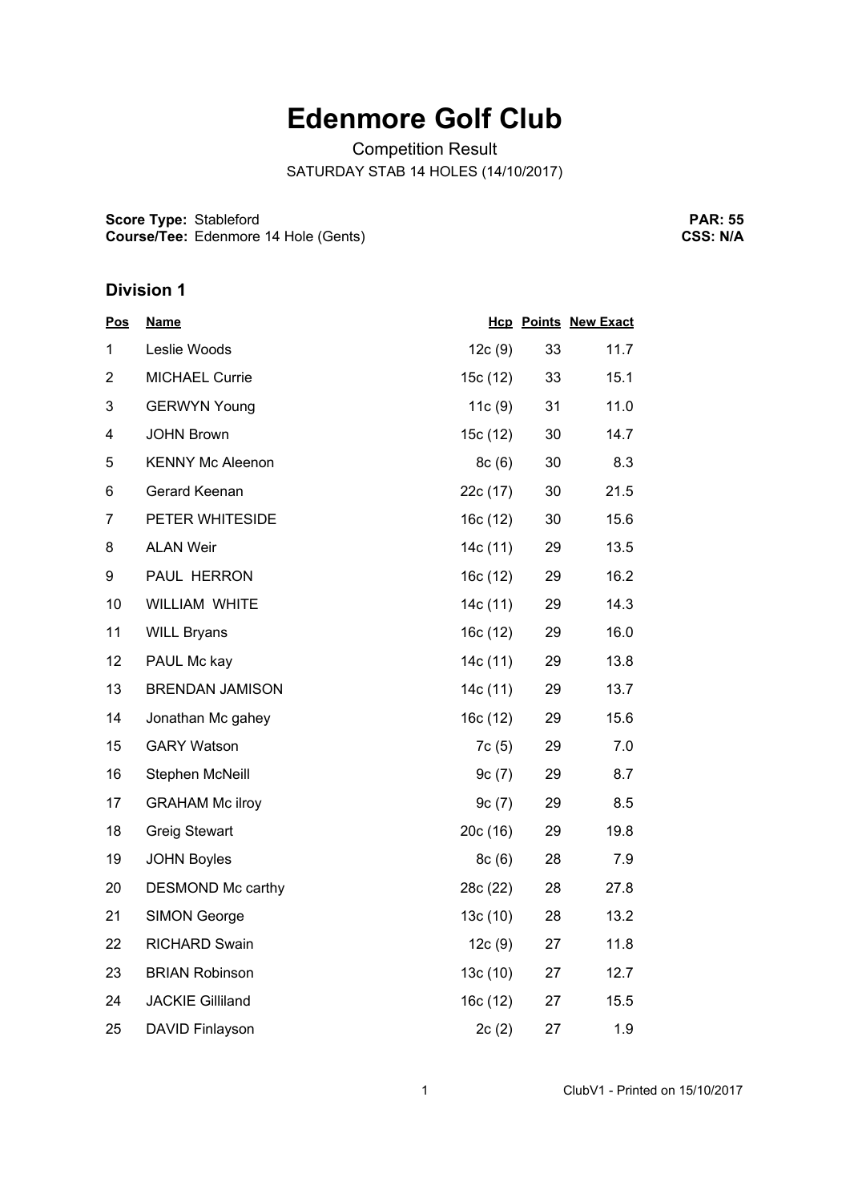# Edenmore Golf Club

Competition Result

SATURDAY STAB 14 HOLES (14/10/2017)

**Score Type:** Stableford
**Course/Tee:** Edenmore 14 Hole (Gents)

**PAR: 55**
**CSS: N/A**

### Division 1

| Pos | Name | Hcp | Points | New Exact |
|---|---|---|---|---|
| 1 | Leslie Woods | 12c (9) | 33 | 11.7 |
| 2 | MICHAEL Currie | 15c (12) | 33 | 15.1 |
| 3 | GERWYN Young | 11c (9) | 31 | 11.0 |
| 4 | JOHN Brown | 15c (12) | 30 | 14.7 |
| 5 | KENNY Mc Aleenon | 8c (6) | 30 | 8.3 |
| 6 | Gerard Keenan | 22c (17) | 30 | 21.5 |
| 7 | PETER WHITESIDE | 16c (12) | 30 | 15.6 |
| 8 | ALAN Weir | 14c (11) | 29 | 13.5 |
| 9 | PAUL HERRON | 16c (12) | 29 | 16.2 |
| 10 | WILLIAM WHITE | 14c (11) | 29 | 14.3 |
| 11 | WILL Bryans | 16c (12) | 29 | 16.0 |
| 12 | PAUL Mc kay | 14c (11) | 29 | 13.8 |
| 13 | BRENDAN JAMISON | 14c (11) | 29 | 13.7 |
| 14 | Jonathan Mc gahey | 16c (12) | 29 | 15.6 |
| 15 | GARY Watson | 7c (5) | 29 | 7.0 |
| 16 | Stephen McNeill | 9c (7) | 29 | 8.7 |
| 17 | GRAHAM Mc ilroy | 9c (7) | 29 | 8.5 |
| 18 | Greig Stewart | 20c (16) | 29 | 19.8 |
| 19 | JOHN Boyles | 8c (6) | 28 | 7.9 |
| 20 | DESMOND Mc carthy | 28c (22) | 28 | 27.8 |
| 21 | SIMON George | 13c (10) | 28 | 13.2 |
| 22 | RICHARD Swain | 12c (9) | 27 | 11.8 |
| 23 | BRIAN Robinson | 13c (10) | 27 | 12.7 |
| 24 | JACKIE Gilliland | 16c (12) | 27 | 15.5 |
| 25 | DAVID Finlayson | 2c (2) | 27 | 1.9 |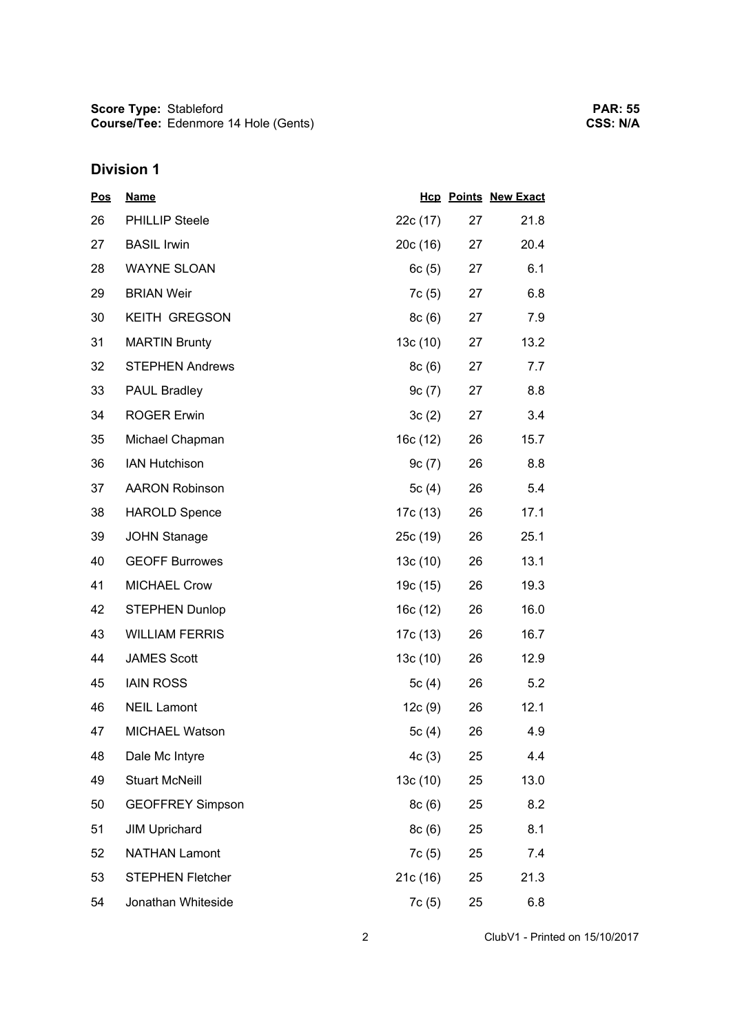**Score Type:** Stableford
**Course/Tee:** Edenmore 14 Hole (Gents)

**PAR: 55**
**CSS: N/A**

## Division 1

| Pos | Name | Hcp | Points | New Exact |
|---|---|---|---|---|
| 26 | PHILLIP Steele | 22c (17) | 27 | 21.8 |
| 27 | BASIL Irwin | 20c (16) | 27 | 20.4 |
| 28 | WAYNE SLOAN | 6c (5) | 27 | 6.1 |
| 29 | BRIAN Weir | 7c (5) | 27 | 6.8 |
| 30 | KEITH GREGSON | 8c (6) | 27 | 7.9 |
| 31 | MARTIN Brunty | 13c (10) | 27 | 13.2 |
| 32 | STEPHEN Andrews | 8c (6) | 27 | 7.7 |
| 33 | PAUL Bradley | 9c (7) | 27 | 8.8 |
| 34 | ROGER Erwin | 3c (2) | 27 | 3.4 |
| 35 | Michael Chapman | 16c (12) | 26 | 15.7 |
| 36 | IAN Hutchison | 9c (7) | 26 | 8.8 |
| 37 | AARON Robinson | 5c (4) | 26 | 5.4 |
| 38 | HAROLD Spence | 17c (13) | 26 | 17.1 |
| 39 | JOHN Stanage | 25c (19) | 26 | 25.1 |
| 40 | GEOFF Burrowes | 13c (10) | 26 | 13.1 |
| 41 | MICHAEL Crow | 19c (15) | 26 | 19.3 |
| 42 | STEPHEN Dunlop | 16c (12) | 26 | 16.0 |
| 43 | WILLIAM FERRIS | 17c (13) | 26 | 16.7 |
| 44 | JAMES Scott | 13c (10) | 26 | 12.9 |
| 45 | IAIN ROSS | 5c (4) | 26 | 5.2 |
| 46 | NEIL Lamont | 12c (9) | 26 | 12.1 |
| 47 | MICHAEL Watson | 5c (4) | 26 | 4.9 |
| 48 | Dale Mc Intyre | 4c (3) | 25 | 4.4 |
| 49 | Stuart McNeill | 13c (10) | 25 | 13.0 |
| 50 | GEOFFREY Simpson | 8c (6) | 25 | 8.2 |
| 51 | JIM Uprichard | 8c (6) | 25 | 8.1 |
| 52 | NATHAN Lamont | 7c (5) | 25 | 7.4 |
| 53 | STEPHEN Fletcher | 21c (16) | 25 | 21.3 |
| 54 | Jonathan Whiteside | 7c (5) | 25 | 6.8 |

ClubV1 - Printed on 15/10/2017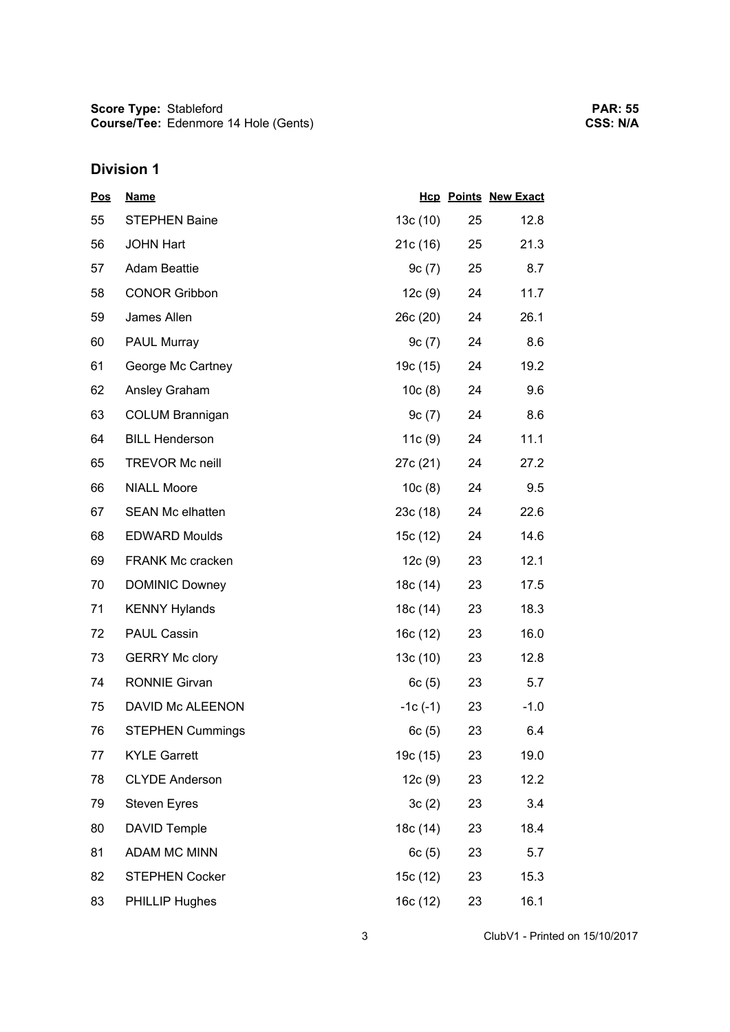**Score Type:** Stableford
**Course/Tee:** Edenmore 14 Hole (Gents)

**PAR: 55**
**CSS: N/A**

## Division 1

| Pos | Name | Hcp | Points | New Exact |
|---|---|---|---|---|
| 55 | STEPHEN Baine | 13c (10) | 25 | 12.8 |
| 56 | JOHN Hart | 21c (16) | 25 | 21.3 |
| 57 | Adam Beattie | 9c (7) | 25 | 8.7 |
| 58 | CONOR Gribbon | 12c (9) | 24 | 11.7 |
| 59 | James Allen | 26c (20) | 24 | 26.1 |
| 60 | PAUL Murray | 9c (7) | 24 | 8.6 |
| 61 | George Mc Cartney | 19c (15) | 24 | 19.2 |
| 62 | Ansley Graham | 10c (8) | 24 | 9.6 |
| 63 | COLUM Brannigan | 9c (7) | 24 | 8.6 |
| 64 | BILL Henderson | 11c (9) | 24 | 11.1 |
| 65 | TREVOR Mc neill | 27c (21) | 24 | 27.2 |
| 66 | NIALL Moore | 10c (8) | 24 | 9.5 |
| 67 | SEAN Mc elhatten | 23c (18) | 24 | 22.6 |
| 68 | EDWARD Moulds | 15c (12) | 24 | 14.6 |
| 69 | FRANK Mc cracken | 12c (9) | 23 | 12.1 |
| 70 | DOMINIC Downey | 18c (14) | 23 | 17.5 |
| 71 | KENNY Hylands | 18c (14) | 23 | 18.3 |
| 72 | PAUL Cassin | 16c (12) | 23 | 16.0 |
| 73 | GERRY Mc clory | 13c (10) | 23 | 12.8 |
| 74 | RONNIE Girvan | 6c (5) | 23 | 5.7 |
| 75 | DAVID Mc ALEENON | -1c (-1) | 23 | -1.0 |
| 76 | STEPHEN Cummings | 6c (5) | 23 | 6.4 |
| 77 | KYLE Garrett | 19c (15) | 23 | 19.0 |
| 78 | CLYDE Anderson | 12c (9) | 23 | 12.2 |
| 79 | Steven Eyres | 3c (2) | 23 | 3.4 |
| 80 | DAVID Temple | 18c (14) | 23 | 18.4 |
| 81 | ADAM MC MINN | 6c (5) | 23 | 5.7 |
| 82 | STEPHEN Cocker | 15c (12) | 23 | 15.3 |
| 83 | PHILLIP Hughes | 16c (12) | 23 | 16.1 |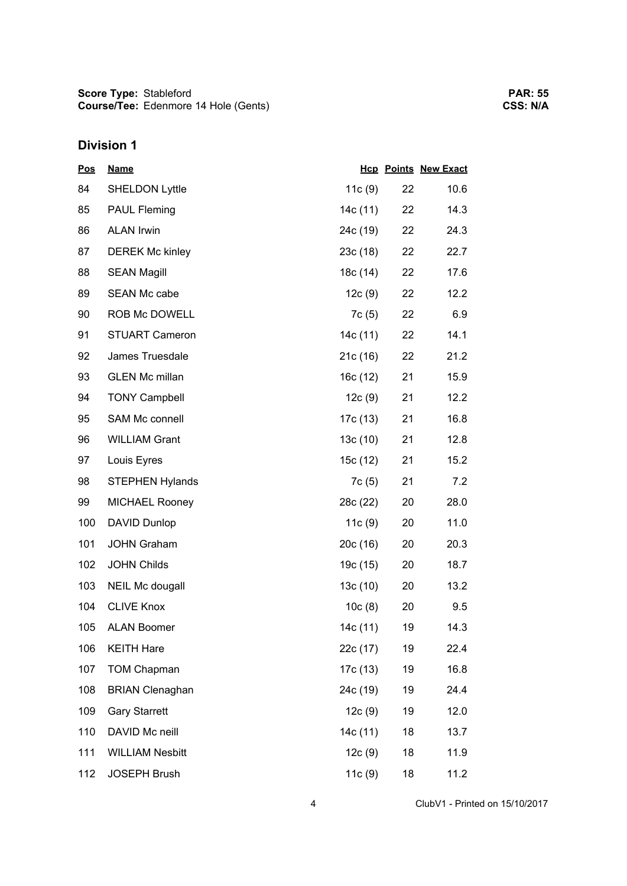**Score Type:** Stableford
**Course/Tee:** Edenmore 14 Hole (Gents)

**PAR: 55**
**CSS: N/A**

## Division 1

| Pos | Name | Hcp | Points | New Exact |
|---|---|---|---|---|
| 84 | SHELDON Lyttle | 11c (9) | 22 | 10.6 |
| 85 | PAUL Fleming | 14c (11) | 22 | 14.3 |
| 86 | ALAN Irwin | 24c (19) | 22 | 24.3 |
| 87 | DEREK Mc kinley | 23c (18) | 22 | 22.7 |
| 88 | SEAN Magill | 18c (14) | 22 | 17.6 |
| 89 | SEAN Mc cabe | 12c (9) | 22 | 12.2 |
| 90 | ROB Mc DOWELL | 7c (5) | 22 | 6.9 |
| 91 | STUART Cameron | 14c (11) | 22 | 14.1 |
| 92 | James Truesdale | 21c (16) | 22 | 21.2 |
| 93 | GLEN Mc millan | 16c (12) | 21 | 15.9 |
| 94 | TONY Campbell | 12c (9) | 21 | 12.2 |
| 95 | SAM Mc connell | 17c (13) | 21 | 16.8 |
| 96 | WILLIAM Grant | 13c (10) | 21 | 12.8 |
| 97 | Louis Eyres | 15c (12) | 21 | 15.2 |
| 98 | STEPHEN Hylands | 7c (5) | 21 | 7.2 |
| 99 | MICHAEL Rooney | 28c (22) | 20 | 28.0 |
| 100 | DAVID Dunlop | 11c (9) | 20 | 11.0 |
| 101 | JOHN Graham | 20c (16) | 20 | 20.3 |
| 102 | JOHN Childs | 19c (15) | 20 | 18.7 |
| 103 | NEIL Mc dougall | 13c (10) | 20 | 13.2 |
| 104 | CLIVE Knox | 10c (8) | 20 | 9.5 |
| 105 | ALAN Boomer | 14c (11) | 19 | 14.3 |
| 106 | KEITH Hare | 22c (17) | 19 | 22.4 |
| 107 | TOM Chapman | 17c (13) | 19 | 16.8 |
| 108 | BRIAN Clenaghan | 24c (19) | 19 | 24.4 |
| 109 | Gary Starrett | 12c (9) | 19 | 12.0 |
| 110 | DAVID Mc neill | 14c (11) | 18 | 13.7 |
| 111 | WILLIAM Nesbitt | 12c (9) | 18 | 11.9 |
| 112 | JOSEPH Brush | 11c (9) | 18 | 11.2 |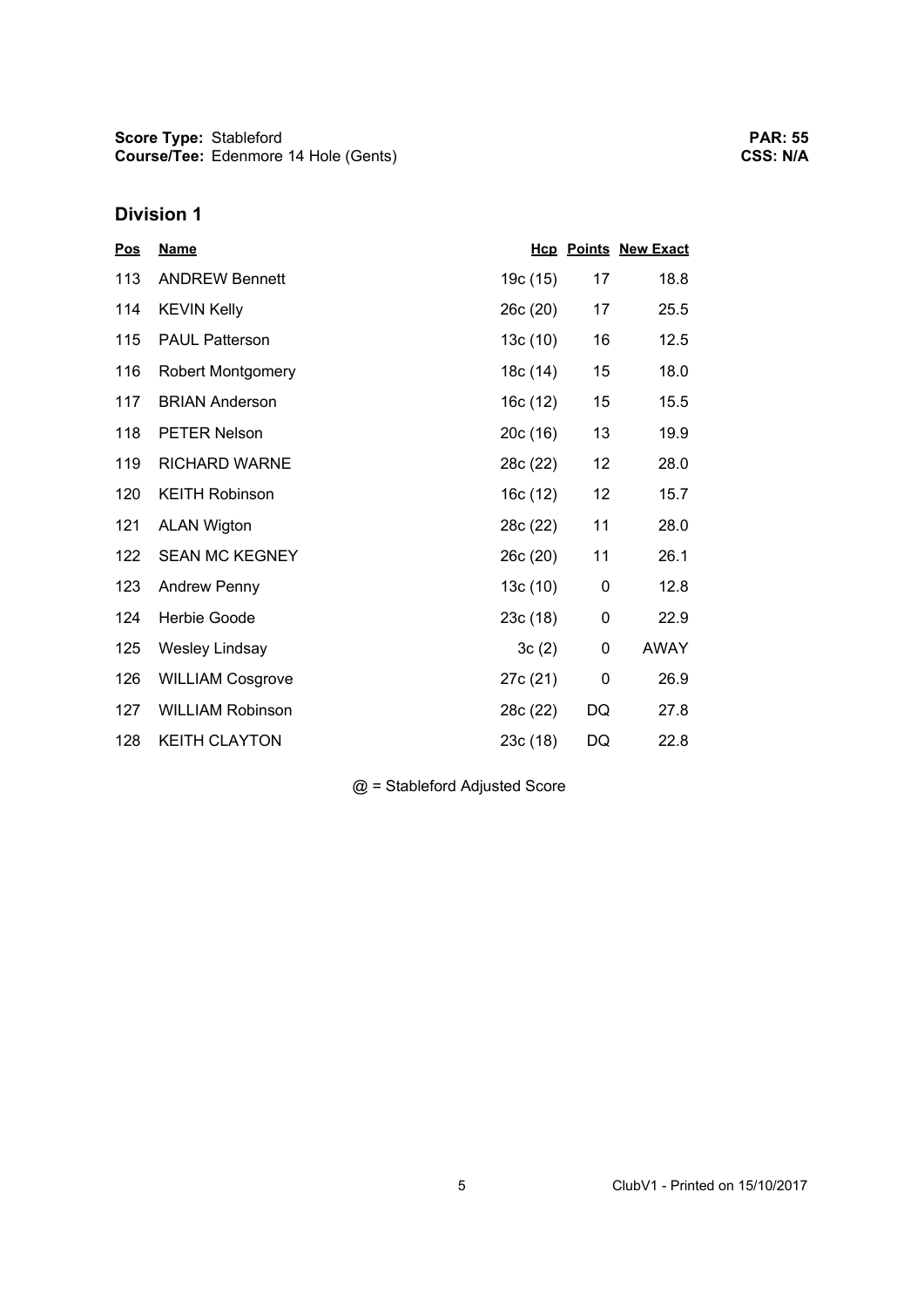**Score Type:** Stableford
**Course/Tee:** Edenmore 14 Hole (Gents)

**PAR: 55**
**CSS: N/A**

## Division 1

| Pos | Name | Hcp | Points | New Exact |
|---|---|---|---|---|
| 113 | ANDREW Bennett | 19c (15) | 17 | 18.8 |
| 114 | KEVIN Kelly | 26c (20) | 17 | 25.5 |
| 115 | PAUL Patterson | 13c (10) | 16 | 12.5 |
| 116 | Robert Montgomery | 18c (14) | 15 | 18.0 |
| 117 | BRIAN Anderson | 16c (12) | 15 | 15.5 |
| 118 | PETER Nelson | 20c (16) | 13 | 19.9 |
| 119 | RICHARD WARNE | 28c (22) | 12 | 28.0 |
| 120 | KEITH Robinson | 16c (12) | 12 | 15.7 |
| 121 | ALAN Wigton | 28c (22) | 11 | 28.0 |
| 122 | SEAN MC KEGNEY | 26c (20) | 11 | 26.1 |
| 123 | Andrew Penny | 13c (10) | 0 | 12.8 |
| 124 | Herbie Goode | 23c (18) | 0 | 22.9 |
| 125 | Wesley Lindsay | 3c (2) | 0 | AWAY |
| 126 | WILLIAM Cosgrove | 27c (21) | 0 | 26.9 |
| 127 | WILLIAM Robinson | 28c (22) | DQ | 27.8 |
| 128 | KEITH CLAYTON | 23c (18) | DQ | 22.8 |

@ = Stableford Adjusted Score

ClubV1 - Printed on 15/10/2017